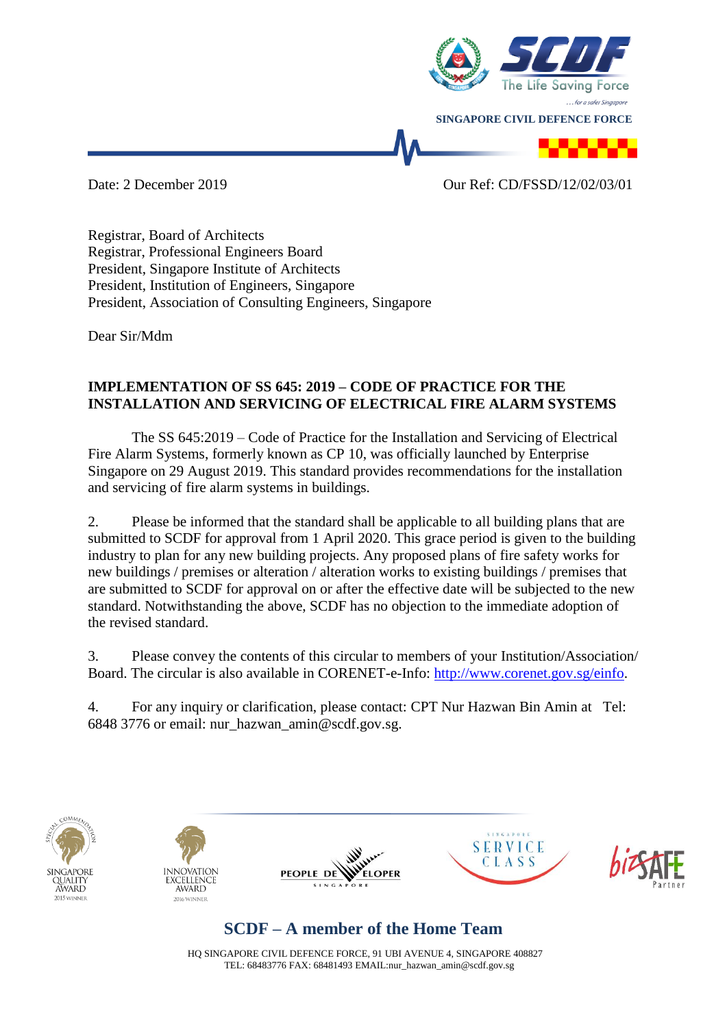SINGAPORE CIVIL DEFENCE FORCE

Date: 2 December 2019 Our Ref: CD/FSSD/12/02/03/01

Registrar, Board of Architects
Registrar, Professional Engineers Board
President, Singapore Institute of Architects
President, Institution of Engineers, Singapore
President, Association of Consulting Engineers, Singapore

Dear Sir/Mdm

**IMPLEMENTATION OF SS 645: 2019 – CODE OF PRACTICE FOR THE INSTALLATION AND SERVICING OF ELECTRICAL FIRE ALARM SYSTEMS**

The SS 645:2019 – Code of Practice for the Installation and Servicing of Electrical Fire Alarm Systems, formerly known as CP 10, was officially launched by Enterprise Singapore on 29 August 2019. This standard provides recommendations for the installation and servicing of fire alarm systems in buildings.

2. Please be informed that the standard shall be applicable to all building plans that are submitted to SCDF for approval from 1 April 2020. This grace period is given to the building industry to plan for any new building projects. Any proposed plans of fire safety works for new buildings / premises or alteration / alteration works to existing buildings / premises that are submitted to SCDF for approval on or after the effective date will be subjected to the new standard. Notwithstanding the above, SCDF has no objection to the immediate adoption of the revised standard.

3. Please convey the contents of this circular to members of your Institution/Association/ Board. The circular is also available in CORENET-e-Info: http://www.corenet.gov.sg/einfo.

4. For any inquiry or clarification, please contact: CPT Nur Hazwan Bin Amin at Tel: 6848 3776 or email: nur_hazwan_amin@scdf.gov.sg.

**SCDF – A member of the Home Team**

HQ SINGAPORE CIVIL DEFENCE FORCE, 91 UBI AVENUE 4, SINGAPORE 408827
TEL: 68483776 FAX: 68481493 EMAIL:nur_hazwan_amin@scdf.gov.sg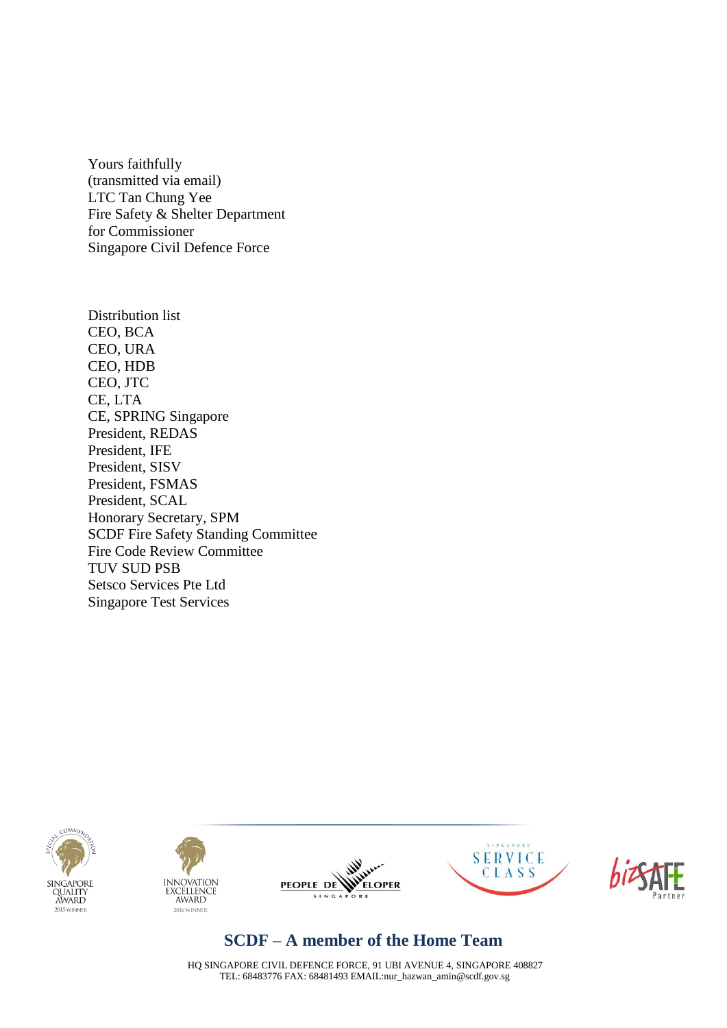Yours faithfully
(transmitted via email)
LTC Tan Chung Yee
Fire Safety & Shelter Department
for Commissioner
Singapore Civil Defence Force

Distribution list
CEO, BCA
CEO, URA
CEO, HDB
CEO, JTC
CE, LTA
CE, SPRING Singapore
President, REDAS
President, IFE
President, SISV
President, FSMAS
President, SCAL
Honorary Secretary, SPM
SCDF Fire Safety Standing Committee
Fire Code Review Committee
TUV SUD PSB
Setsco Services Pte Ltd
Singapore Test Services

**SCDF – A member of the Home Team**

HQ SINGAPORE CIVIL DEFENCE FORCE, 91 UBI AVENUE 4, SINGAPORE 408827
TEL: 68483776 FAX: 68481493 EMAIL:nur_hazwan_amin@scdf.gov.sg